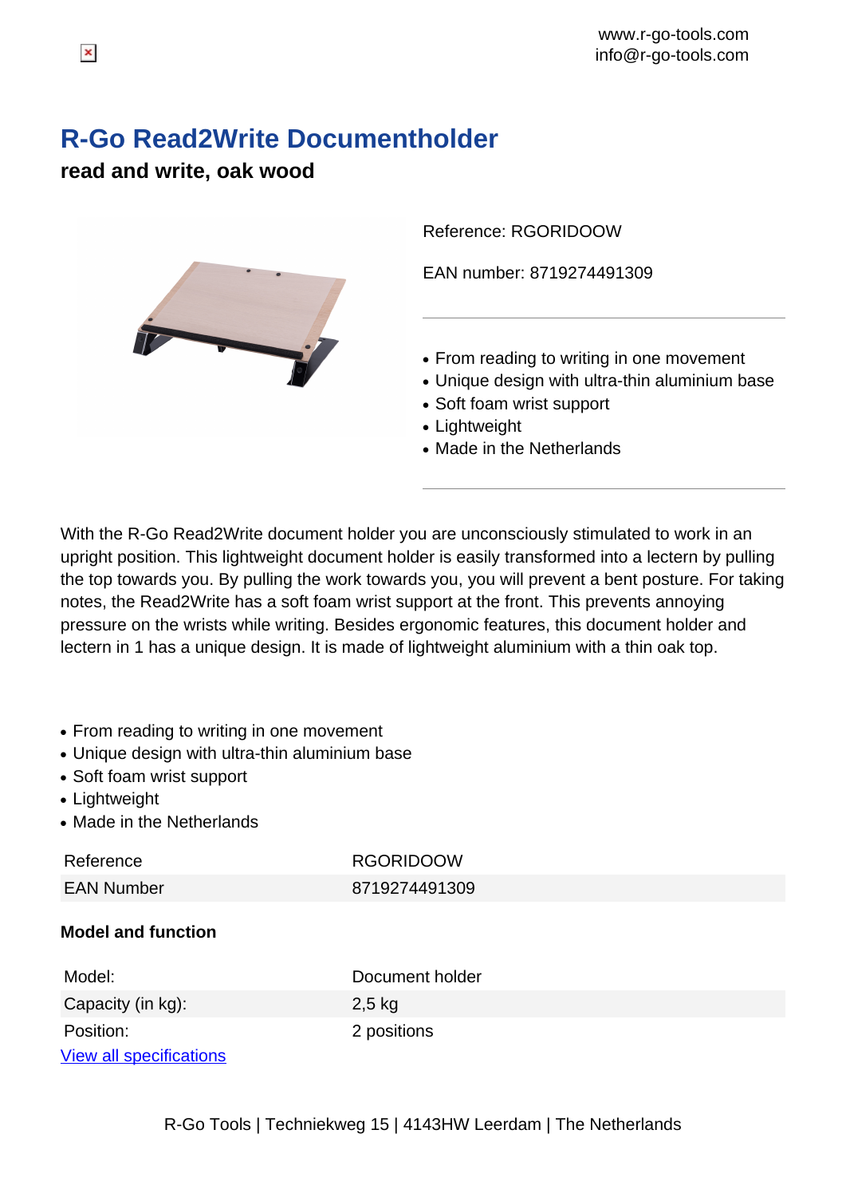www.r-go-tools.com
info@r-go-tools.com

# R-Go Read2Write Documentholder

## read and write, oak wood

Reference: RGORIDOOW

EAN number: 8719274491309

- From reading to writing in one movement
- Unique design with ultra-thin aluminium base
- Soft foam wrist support
- Lightweight
- Made in the Netherlands

With the R-Go Read2Write document holder you are unconsciously stimulated to work in an upright position. This lightweight document holder is easily transformed into a lectern by pulling the top towards you. By pulling the work towards you, you will prevent a bent posture. For taking notes, the Read2Write has a soft foam wrist support at the front. This prevents annoying pressure on the wrists while writing. Besides ergonomic features, this document holder and lectern in 1 has a unique design. It is made of lightweight aluminium with a thin oak top.

- From reading to writing in one movement
- Unique design with ultra-thin aluminium base
- Soft foam wrist support
- Lightweight
- Made in the Netherlands

| | |
|---|---|
| Reference | RGORIDOOW |
| EAN Number | 8719274491309 |

**Model and function**

| | |
|---|---|
| Model: | Document holder |
| Capacity (in kg): | 2,5 kg |
| Position: | 2 positions |

View all specifications

R-Go Tools | Techniekweg 15 | 4143HW Leerdam | The Netherlands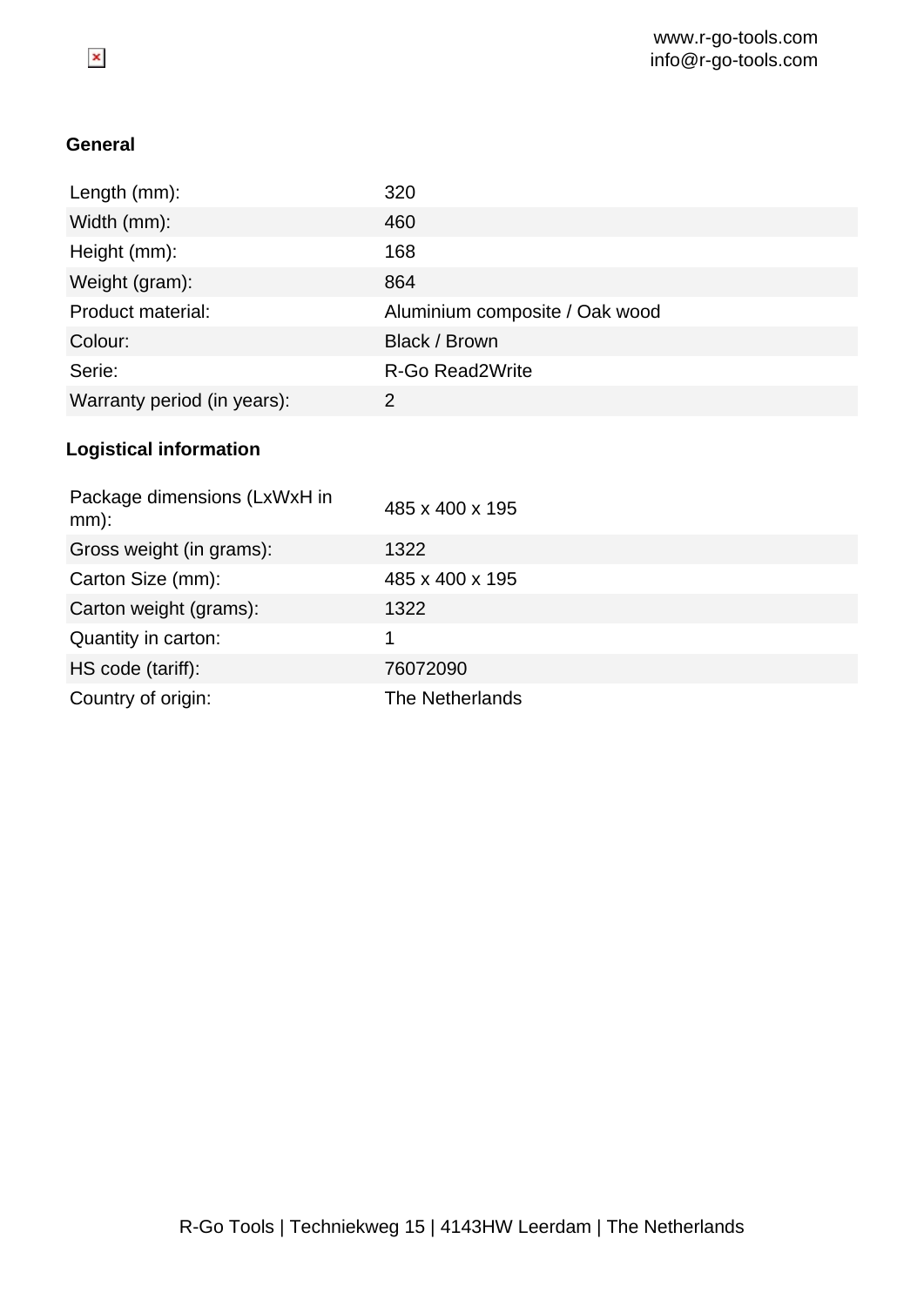www.r-go-tools.com
info@r-go-tools.com

### General

| | |
|---|---|
| Length (mm): | 320 |
| Width (mm): | 460 |
| Height (mm): | 168 |
| Weight (gram): | 864 |
| Product material: | Aluminium composite / Oak wood |
| Colour: | Black / Brown |
| Serie: | R-Go Read2Write |
| Warranty period (in years): | 2 |

### Logistical information

| | |
|---|---|
| Package dimensions (LxWxH in mm): | 485 x 400 x 195 |
| Gross weight (in grams): | 1322 |
| Carton Size (mm): | 485 x 400 x 195 |
| Carton weight (grams): | 1322 |
| Quantity in carton: | 1 |
| HS code (tariff): | 76072090 |
| Country of origin: | The Netherlands |

R-Go Tools | Techniekweg 15 | 4143HW Leerdam | The Netherlands